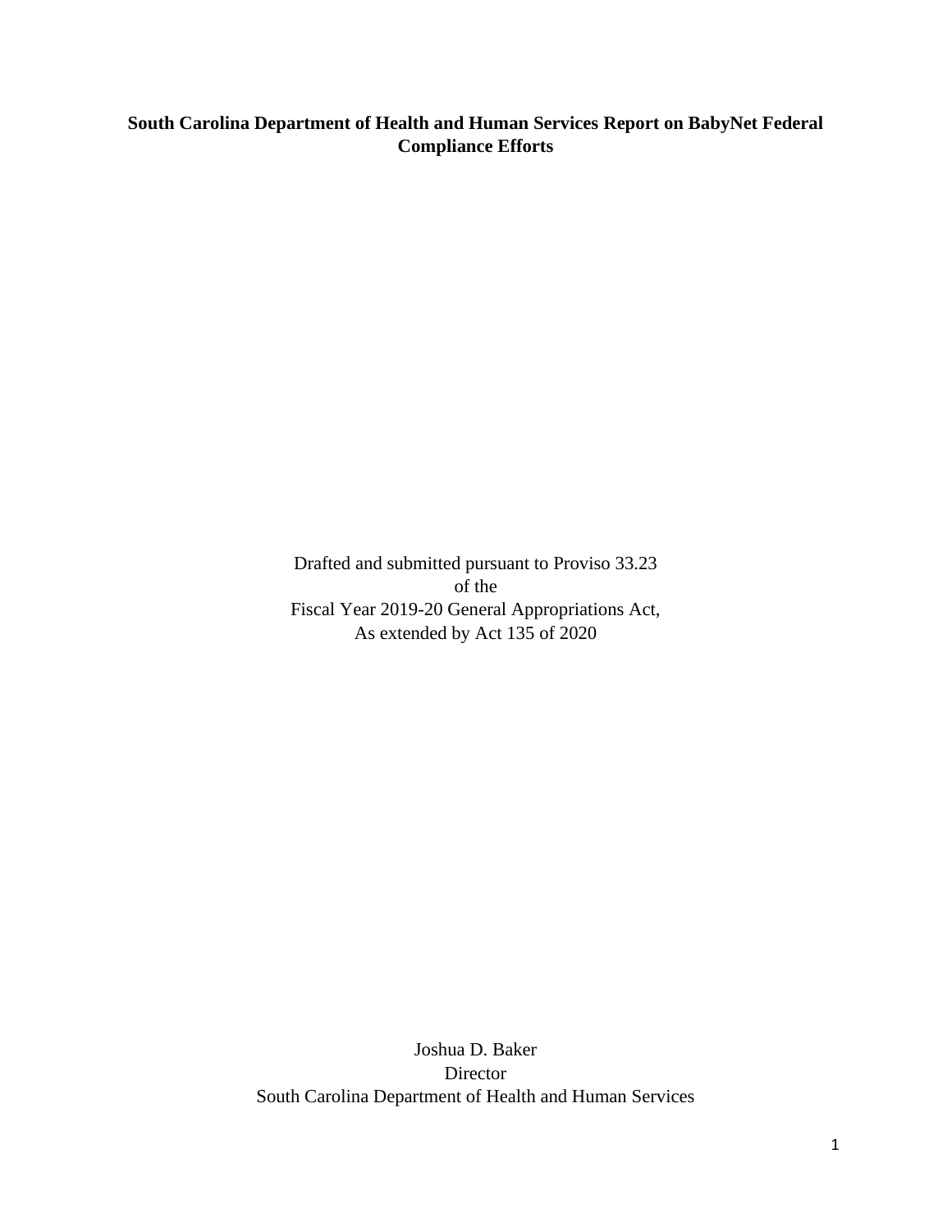**South Carolina Department of Health and Human Services Report on BabyNet Federal Compliance Efforts**

Drafted and submitted pursuant to Proviso 33.23
of the
Fiscal Year 2019-20 General Appropriations Act,
As extended by Act 135 of 2020

Joshua D. Baker
Director
South Carolina Department of Health and Human Services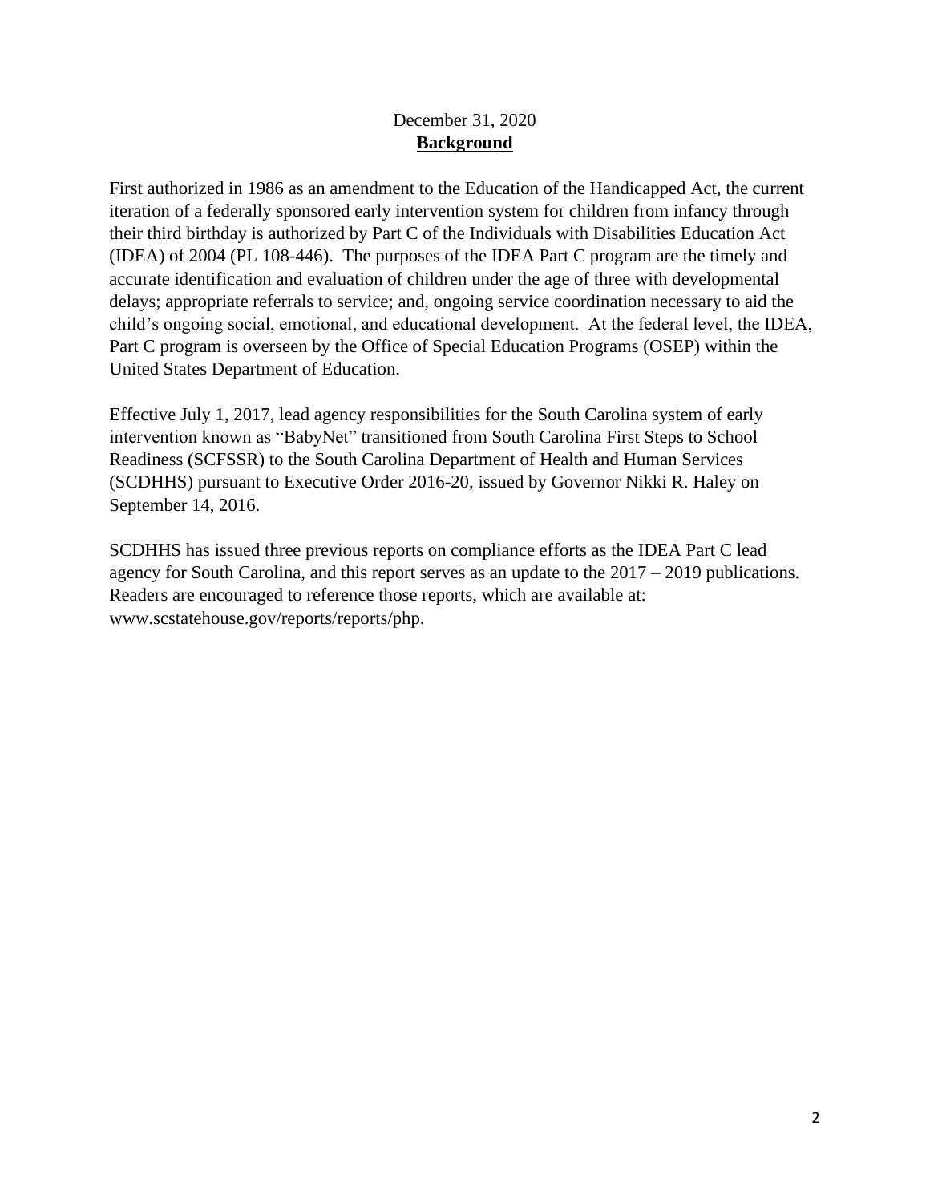December 31, 2020

## Background

First authorized in 1986 as an amendment to the Education of the Handicapped Act, the current iteration of a federally sponsored early intervention system for children from infancy through their third birthday is authorized by Part C of the Individuals with Disabilities Education Act (IDEA) of 2004 (PL 108-446). The purposes of the IDEA Part C program are the timely and accurate identification and evaluation of children under the age of three with developmental delays; appropriate referrals to service; and, ongoing service coordination necessary to aid the child's ongoing social, emotional, and educational development. At the federal level, the IDEA, Part C program is overseen by the Office of Special Education Programs (OSEP) within the United States Department of Education.

Effective July 1, 2017, lead agency responsibilities for the South Carolina system of early intervention known as "BabyNet" transitioned from South Carolina First Steps to School Readiness (SCFSSR) to the South Carolina Department of Health and Human Services (SCDHHS) pursuant to Executive Order 2016-20, issued by Governor Nikki R. Haley on September 14, 2016.

SCDHHS has issued three previous reports on compliance efforts as the IDEA Part C lead agency for South Carolina, and this report serves as an update to the 2017 – 2019 publications. Readers are encouraged to reference those reports, which are available at: www.scstatehouse.gov/reports/reports/php.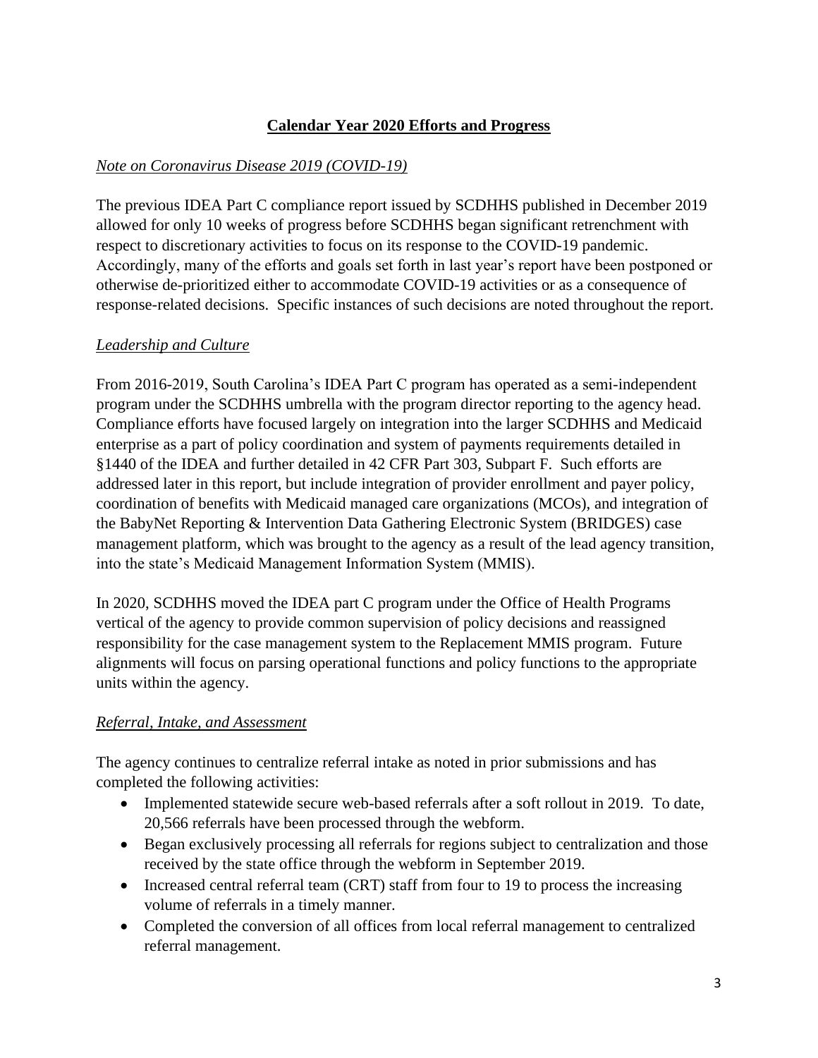## Calendar Year 2020 Efforts and Progress

*Note on Coronavirus Disease 2019 (COVID-19)*

The previous IDEA Part C compliance report issued by SCDHHS published in December 2019 allowed for only 10 weeks of progress before SCDHHS began significant retrenchment with respect to discretionary activities to focus on its response to the COVID-19 pandemic. Accordingly, many of the efforts and goals set forth in last year's report have been postponed or otherwise de-prioritized either to accommodate COVID-19 activities or as a consequence of response-related decisions. Specific instances of such decisions are noted throughout the report.

*Leadership and Culture*

From 2016-2019, South Carolina's IDEA Part C program has operated as a semi-independent program under the SCDHHS umbrella with the program director reporting to the agency head. Compliance efforts have focused largely on integration into the larger SCDHHS and Medicaid enterprise as a part of policy coordination and system of payments requirements detailed in §1440 of the IDEA and further detailed in 42 CFR Part 303, Subpart F. Such efforts are addressed later in this report, but include integration of provider enrollment and payer policy, coordination of benefits with Medicaid managed care organizations (MCOs), and integration of the BabyNet Reporting & Intervention Data Gathering Electronic System (BRIDGES) case management platform, which was brought to the agency as a result of the lead agency transition, into the state's Medicaid Management Information System (MMIS).

In 2020, SCDHHS moved the IDEA part C program under the Office of Health Programs vertical of the agency to provide common supervision of policy decisions and reassigned responsibility for the case management system to the Replacement MMIS program. Future alignments will focus on parsing operational functions and policy functions to the appropriate units within the agency.

*Referral, Intake, and Assessment*

The agency continues to centralize referral intake as noted in prior submissions and has completed the following activities:

- Implemented statewide secure web-based referrals after a soft rollout in 2019. To date, 20,566 referrals have been processed through the webform.
- Began exclusively processing all referrals for regions subject to centralization and those received by the state office through the webform in September 2019.
- Increased central referral team (CRT) staff from four to 19 to process the increasing volume of referrals in a timely manner.
- Completed the conversion of all offices from local referral management to centralized referral management.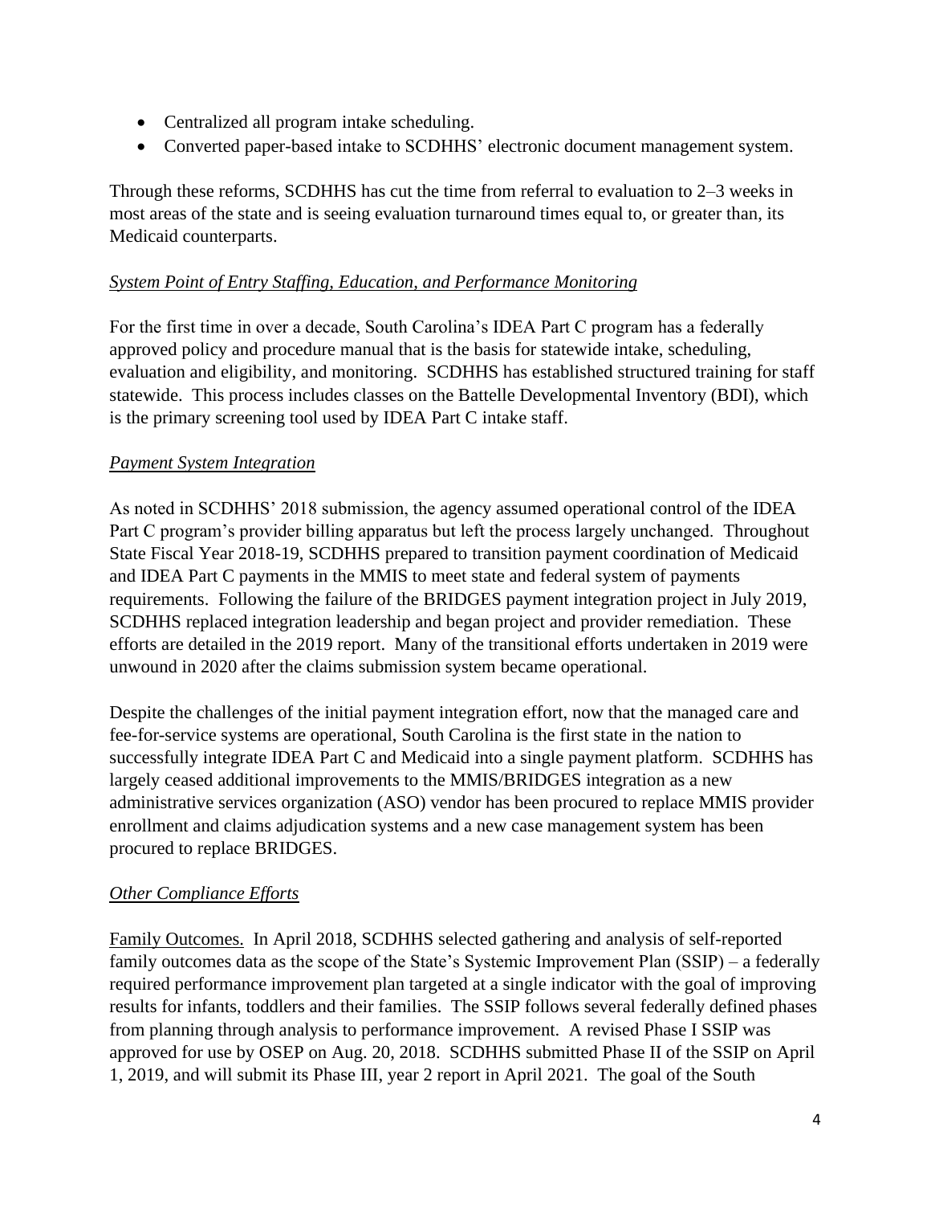- Centralized all program intake scheduling.
- Converted paper-based intake to SCDHHS' electronic document management system.

Through these reforms, SCDHHS has cut the time from referral to evaluation to 2–3 weeks in most areas of the state and is seeing evaluation turnaround times equal to, or greater than, its Medicaid counterparts.

*System Point of Entry Staffing, Education, and Performance Monitoring*

For the first time in over a decade, South Carolina's IDEA Part C program has a federally approved policy and procedure manual that is the basis for statewide intake, scheduling, evaluation and eligibility, and monitoring. SCDHHS has established structured training for staff statewide. This process includes classes on the Battelle Developmental Inventory (BDI), which is the primary screening tool used by IDEA Part C intake staff.

*Payment System Integration*

As noted in SCDHHS' 2018 submission, the agency assumed operational control of the IDEA Part C program's provider billing apparatus but left the process largely unchanged. Throughout State Fiscal Year 2018-19, SCDHHS prepared to transition payment coordination of Medicaid and IDEA Part C payments in the MMIS to meet state and federal system of payments requirements. Following the failure of the BRIDGES payment integration project in July 2019, SCDHHS replaced integration leadership and began project and provider remediation. These efforts are detailed in the 2019 report. Many of the transitional efforts undertaken in 2019 were unwound in 2020 after the claims submission system became operational.

Despite the challenges of the initial payment integration effort, now that the managed care and fee-for-service systems are operational, South Carolina is the first state in the nation to successfully integrate IDEA Part C and Medicaid into a single payment platform. SCDHHS has largely ceased additional improvements to the MMIS/BRIDGES integration as a new administrative services organization (ASO) vendor has been procured to replace MMIS provider enrollment and claims adjudication systems and a new case management system has been procured to replace BRIDGES.

*Other Compliance Efforts*

Family Outcomes. In April 2018, SCDHHS selected gathering and analysis of self-reported family outcomes data as the scope of the State's Systemic Improvement Plan (SSIP) – a federally required performance improvement plan targeted at a single indicator with the goal of improving results for infants, toddlers and their families. The SSIP follows several federally defined phases from planning through analysis to performance improvement. A revised Phase I SSIP was approved for use by OSEP on Aug. 20, 2018. SCDHHS submitted Phase II of the SSIP on April 1, 2019, and will submit its Phase III, year 2 report in April 2021. The goal of the South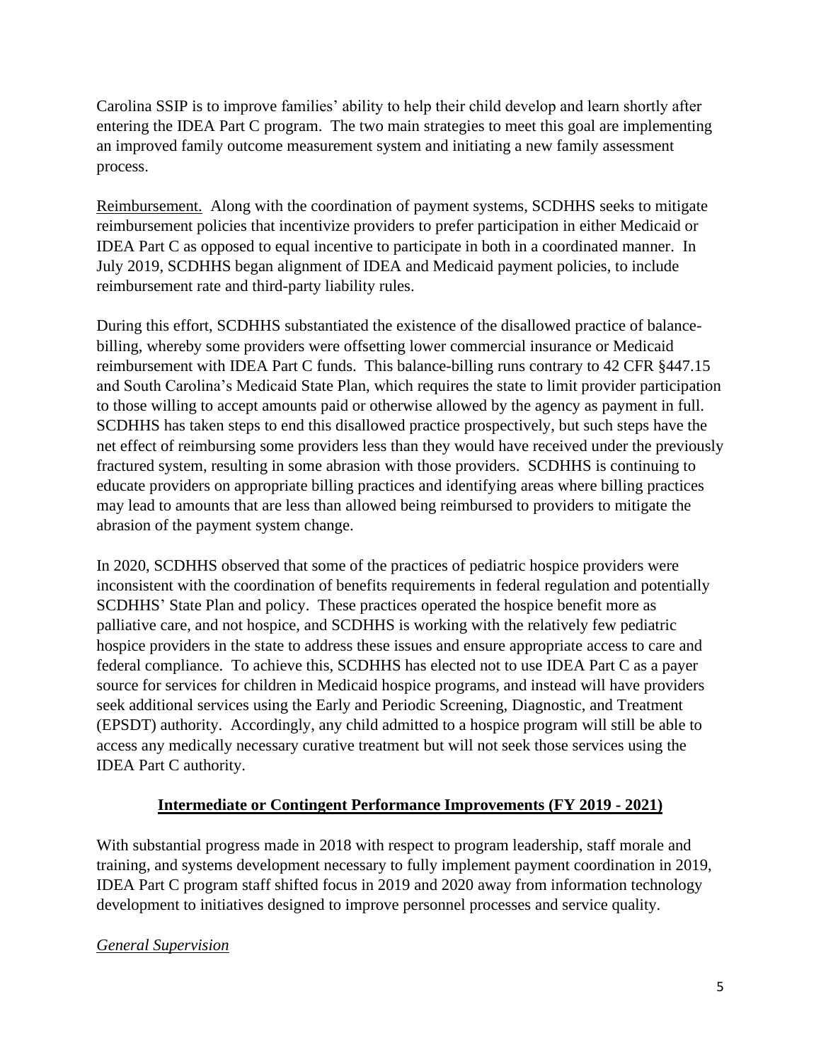Carolina SSIP is to improve families' ability to help their child develop and learn shortly after entering the IDEA Part C program. The two main strategies to meet this goal are implementing an improved family outcome measurement system and initiating a new family assessment process.

<u>Reimbursement.</u> Along with the coordination of payment systems, SCDHHS seeks to mitigate reimbursement policies that incentivize providers to prefer participation in either Medicaid or IDEA Part C as opposed to equal incentive to participate in both in a coordinated manner. In July 2019, SCDHHS began alignment of IDEA and Medicaid payment policies, to include reimbursement rate and third-party liability rules.

During this effort, SCDHHS substantiated the existence of the disallowed practice of balance-billing, whereby some providers were offsetting lower commercial insurance or Medicaid reimbursement with IDEA Part C funds. This balance-billing runs contrary to 42 CFR §447.15 and South Carolina's Medicaid State Plan, which requires the state to limit provider participation to those willing to accept amounts paid or otherwise allowed by the agency as payment in full. SCDHHS has taken steps to end this disallowed practice prospectively, but such steps have the net effect of reimbursing some providers less than they would have received under the previously fractured system, resulting in some abrasion with those providers. SCDHHS is continuing to educate providers on appropriate billing practices and identifying areas where billing practices may lead to amounts that are less than allowed being reimbursed to providers to mitigate the abrasion of the payment system change.

In 2020, SCDHHS observed that some of the practices of pediatric hospice providers were inconsistent with the coordination of benefits requirements in federal regulation and potentially SCDHHS' State Plan and policy. These practices operated the hospice benefit more as palliative care, and not hospice, and SCDHHS is working with the relatively few pediatric hospice providers in the state to address these issues and ensure appropriate access to care and federal compliance. To achieve this, SCDHHS has elected not to use IDEA Part C as a payer source for services for children in Medicaid hospice programs, and instead will have providers seek additional services using the Early and Periodic Screening, Diagnostic, and Treatment (EPSDT) authority. Accordingly, any child admitted to a hospice program will still be able to access any medically necessary curative treatment but will not seek those services using the IDEA Part C authority.

## Intermediate or Contingent Performance Improvements (FY 2019 - 2021)

With substantial progress made in 2018 with respect to program leadership, staff morale and training, and systems development necessary to fully implement payment coordination in 2019, IDEA Part C program staff shifted focus in 2019 and 2020 away from information technology development to initiatives designed to improve personnel processes and service quality.

### *General Supervision*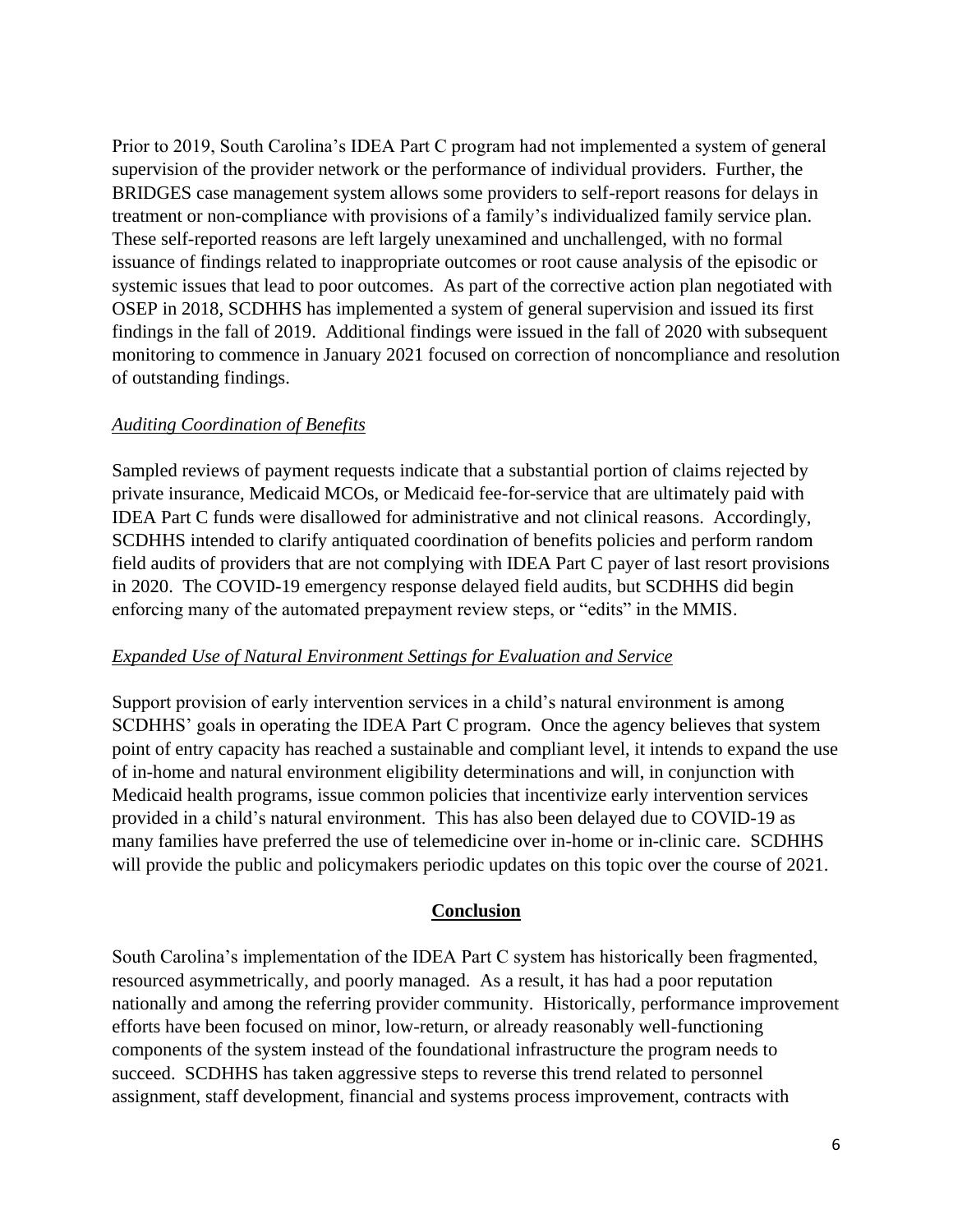Prior to 2019, South Carolina's IDEA Part C program had not implemented a system of general supervision of the provider network or the performance of individual providers. Further, the BRIDGES case management system allows some providers to self-report reasons for delays in treatment or non-compliance with provisions of a family's individualized family service plan. These self-reported reasons are left largely unexamined and unchallenged, with no formal issuance of findings related to inappropriate outcomes or root cause analysis of the episodic or systemic issues that lead to poor outcomes. As part of the corrective action plan negotiated with OSEP in 2018, SCDHHS has implemented a system of general supervision and issued its first findings in the fall of 2019. Additional findings were issued in the fall of 2020 with subsequent monitoring to commence in January 2021 focused on correction of noncompliance and resolution of outstanding findings.

*Auditing Coordination of Benefits*

Sampled reviews of payment requests indicate that a substantial portion of claims rejected by private insurance, Medicaid MCOs, or Medicaid fee-for-service that are ultimately paid with IDEA Part C funds were disallowed for administrative and not clinical reasons. Accordingly, SCDHHS intended to clarify antiquated coordination of benefits policies and perform random field audits of providers that are not complying with IDEA Part C payer of last resort provisions in 2020. The COVID-19 emergency response delayed field audits, but SCDHHS did begin enforcing many of the automated prepayment review steps, or "edits" in the MMIS.

*Expanded Use of Natural Environment Settings for Evaluation and Service*

Support provision of early intervention services in a child's natural environment is among SCDHHS' goals in operating the IDEA Part C program. Once the agency believes that system point of entry capacity has reached a sustainable and compliant level, it intends to expand the use of in-home and natural environment eligibility determinations and will, in conjunction with Medicaid health programs, issue common policies that incentivize early intervention services provided in a child's natural environment. This has also been delayed due to COVID-19 as many families have preferred the use of telemedicine over in-home or in-clinic care. SCDHHS will provide the public and policymakers periodic updates on this topic over the course of 2021.

## Conclusion

South Carolina's implementation of the IDEA Part C system has historically been fragmented, resourced asymmetrically, and poorly managed. As a result, it has had a poor reputation nationally and among the referring provider community. Historically, performance improvement efforts have been focused on minor, low-return, or already reasonably well-functioning components of the system instead of the foundational infrastructure the program needs to succeed. SCDHHS has taken aggressive steps to reverse this trend related to personnel assignment, staff development, financial and systems process improvement, contracts with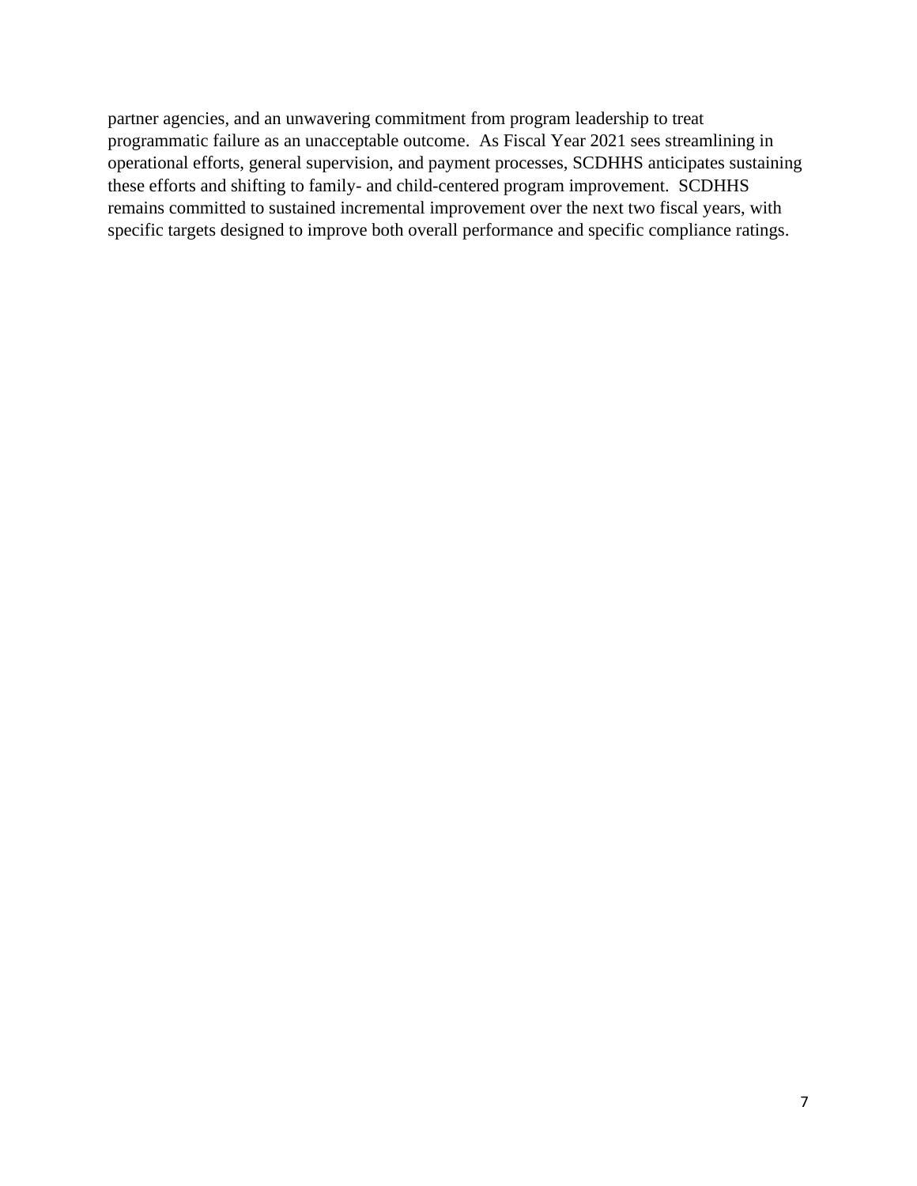partner agencies, and an unwavering commitment from program leadership to treat programmatic failure as an unacceptable outcome.  As Fiscal Year 2021 sees streamlining in operational efforts, general supervision, and payment processes, SCDHHS anticipates sustaining these efforts and shifting to family- and child-centered program improvement.  SCDHHS remains committed to sustained incremental improvement over the next two fiscal years, with specific targets designed to improve both overall performance and specific compliance ratings.